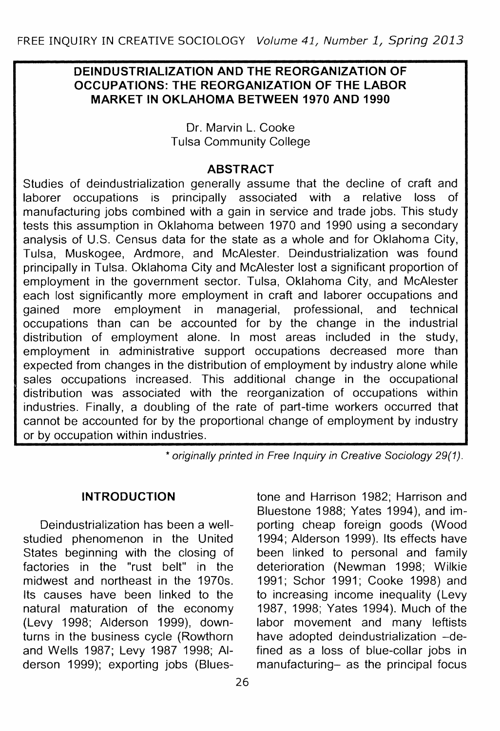# DEINDUSTRIALIZATION AND THE REORGANIZATION OF OCCUPATIONS: THE REORGANIZATION OF THE LABOR MARKET IN OKLAHOMA BETWEEN 1970 AND 1990

Dr. Marvin L. Cooke
Tulsa Community College

## ABSTRACT

Studies of deindustrialization generally assume that the decline of craft and laborer occupations is principally associated with a relative loss of manufacturing jobs combined with a gain in service and trade jobs. This study tests this assumption in Oklahoma between 1970 and 1990 using a secondary analysis of U.S. Census data for the state as a whole and for Oklahoma City, Tulsa, Muskogee, Ardmore, and McAlester. Deindustrialization was found principally in Tulsa. Oklahoma City and McAlester lost a significant proportion of employment in the government sector. Tulsa, Oklahoma City, and McAlester each lost significantly more employment in craft and laborer occupations and gained more employment in managerial, professional, and technical occupations than can be accounted for by the change in the industrial distribution of employment alone. In most areas included in the study, employment in administrative support occupations decreased more than expected from changes in the distribution of employment by industry alone while sales occupations increased. This additional change in the occupational distribution was associated with the reorganization of occupations within industries. Finally, a doubling of the rate of part-time workers occurred that cannot be accounted for by the proportional change of employment by industry or by occupation within industries.

*\* originally printed in Free Inquiry in Creative Sociology 29(1).*

## INTRODUCTION

Deindustrialization has been a well-studied phenomenon in the United States beginning with the closing of factories in the "rust belt" in the midwest and northeast in the 1970s. Its causes have been linked to the natural maturation of the economy (Levy 1998; Alderson 1999), downturns in the business cycle (Rowthorn and Wells 1987; Levy 1987 1998; Alderson 1999); exporting jobs (Bluestone and Harrison 1982; Harrison and Bluestone 1988; Yates 1994), and importing cheap foreign goods (Wood 1994; Alderson 1999). Its effects have been linked to personal and family deterioration (Newman 1998; Wilkie 1991; Schor 1991; Cooke 1998) and to increasing income inequality (Levy 1987, 1998; Yates 1994). Much of the labor movement and many leftists have adopted deindustrialization –defined as a loss of blue-collar jobs in manufacturing– as the principal focus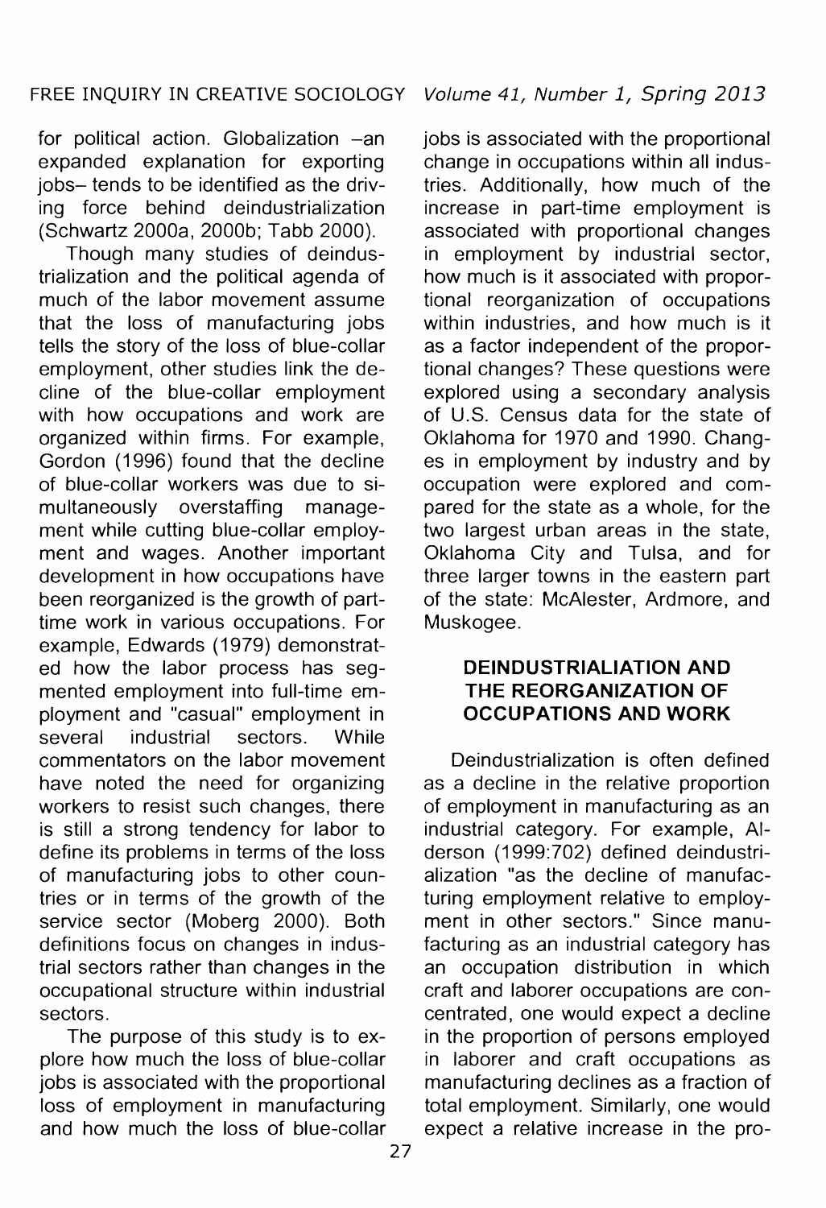for political action. Globalization –an expanded explanation for exporting jobs– tends to be identified as the driving force behind deindustrialization (Schwartz 2000a, 2000b; Tabb 2000).

Though many studies of deindustrialization and the political agenda of much of the labor movement assume that the loss of manufacturing jobs tells the story of the loss of blue-collar employment, other studies link the decline of the blue-collar employment with how occupations and work are organized within firms. For example, Gordon (1996) found that the decline of blue-collar workers was due to simultaneously overstaffing management while cutting blue-collar employment and wages. Another important development in how occupations have been reorganized is the growth of part-time work in various occupations. For example, Edwards (1979) demonstrated how the labor process has segmented employment into full-time employment and "casual" employment in several industrial sectors. While commentators on the labor movement have noted the need for organizing workers to resist such changes, there is still a strong tendency for labor to define its problems in terms of the loss of manufacturing jobs to other countries or in terms of the growth of the service sector (Moberg 2000). Both definitions focus on changes in industrial sectors rather than changes in the occupational structure within industrial sectors.

The purpose of this study is to explore how much the loss of blue-collar jobs is associated with the proportional loss of employment in manufacturing and how much the loss of blue-collar jobs is associated with the proportional change in occupations within all industries. Additionally, how much of the increase in part-time employment is associated with proportional changes in employment by industrial sector, how much is it associated with proportional reorganization of occupations within industries, and how much is it as a factor independent of the proportional changes? These questions were explored using a secondary analysis of U.S. Census data for the state of Oklahoma for 1970 and 1990. Changes in employment by industry and by occupation were explored and compared for the state as a whole, for the two largest urban areas in the state, Oklahoma City and Tulsa, and for three larger towns in the eastern part of the state: McAlester, Ardmore, and Muskogee.

## DEINDUSTRIALIATION AND THE REORGANIZATION OF OCCUPATIONS AND WORK

Deindustrialization is often defined as a decline in the relative proportion of employment in manufacturing as an industrial category. For example, Alderson (1999:702) defined deindustrialization "as the decline of manufacturing employment relative to employment in other sectors." Since manufacturing as an industrial category has an occupation distribution in which craft and laborer occupations are concentrated, one would expect a decline in the proportion of persons employed in laborer and craft occupations as manufacturing declines as a fraction of total employment. Similarly, one would expect a relative increase in the pro-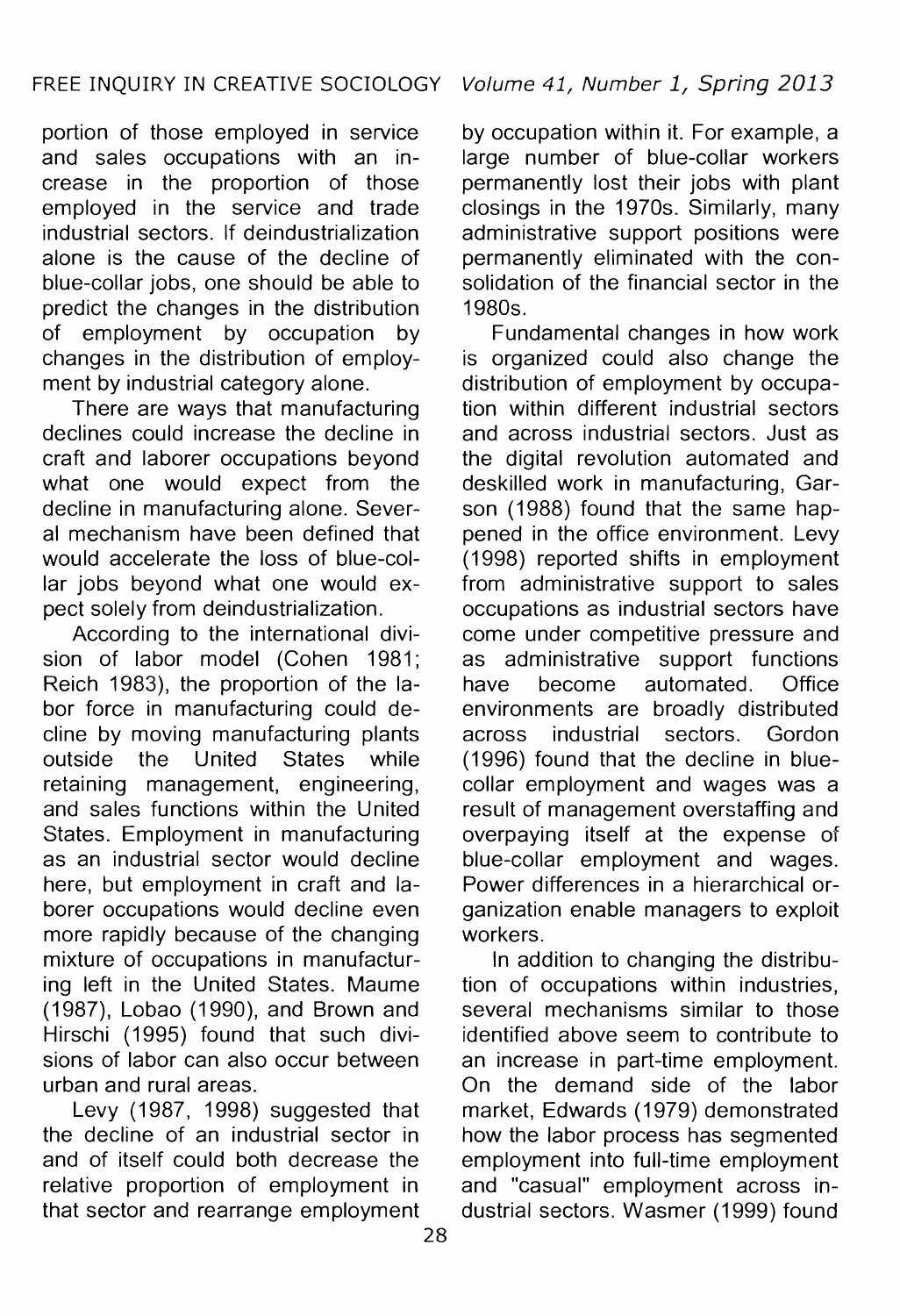portion of those employed in service and sales occupations with an increase in the proportion of those employed in the service and trade industrial sectors. If deindustrialization alone is the cause of the decline of blue-collar jobs, one should be able to predict the changes in the distribution of employment by occupation by changes in the distribution of employment by industrial category alone.

There are ways that manufacturing declines could increase the decline in craft and laborer occupations beyond what one would expect from the decline in manufacturing alone. Several mechanism have been defined that would accelerate the loss of blue-collar jobs beyond what one would expect solely from deindustrialization.

According to the international division of labor model (Cohen 1981; Reich 1983), the proportion of the labor force in manufacturing could decline by moving manufacturing plants outside the United States while retaining management, engineering, and sales functions within the United States. Employment in manufacturing as an industrial sector would decline here, but employment in craft and laborer occupations would decline even more rapidly because of the changing mixture of occupations in manufacturing left in the United States. Maume (1987), Lobao (1990), and Brown and Hirschi (1995) found that such divisions of labor can also occur between urban and rural areas.

Levy (1987, 1998) suggested that the decline of an industrial sector in and of itself could both decrease the relative proportion of employment in that sector and rearrange employment by occupation within it. For example, a large number of blue-collar workers permanently lost their jobs with plant closings in the 1970s. Similarly, many administrative support positions were permanently eliminated with the consolidation of the financial sector in the 1980s.

Fundamental changes in how work is organized could also change the distribution of employment by occupation within different industrial sectors and across industrial sectors. Just as the digital revolution automated and deskilled work in manufacturing, Garson (1988) found that the same happened in the office environment. Levy (1998) reported shifts in employment from administrative support to sales occupations as industrial sectors have come under competitive pressure and as administrative support functions have become automated. Office environments are broadly distributed across industrial sectors. Gordon (1996) found that the decline in blue-collar employment and wages was a result of management overstaffing and overpaying itself at the expense of blue-collar employment and wages. Power differences in a hierarchical organization enable managers to exploit workers.

In addition to changing the distribution of occupations within industries, several mechanisms similar to those identified above seem to contribute to an increase in part-time employment. On the demand side of the labor market, Edwards (1979) demonstrated how the labor process has segmented employment into full-time employment and "casual" employment across industrial sectors. Wasmer (1999) found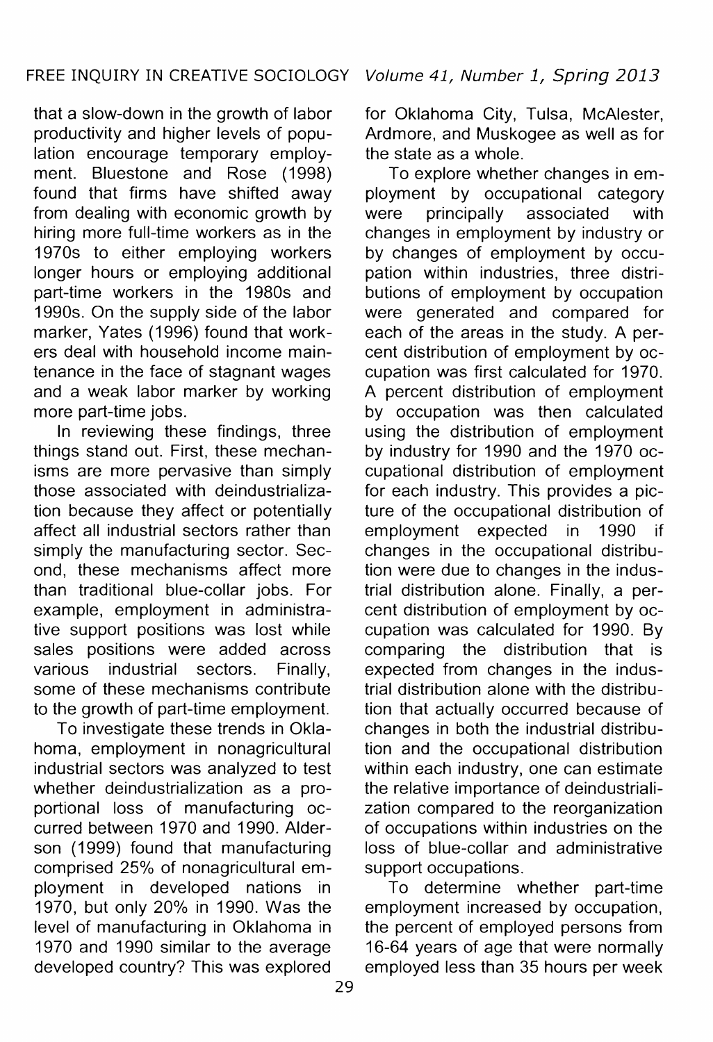that a slow-down in the growth of labor productivity and higher levels of population encourage temporary employment. Bluestone and Rose (1998) found that firms have shifted away from dealing with economic growth by hiring more full-time workers as in the 1970s to either employing workers longer hours or employing additional part-time workers in the 1980s and 1990s. On the supply side of the labor marker, Yates (1996) found that workers deal with household income maintenance in the face of stagnant wages and a weak labor marker by working more part-time jobs.

In reviewing these findings, three things stand out. First, these mechanisms are more pervasive than simply those associated with deindustrialization because they affect or potentially affect all industrial sectors rather than simply the manufacturing sector. Second, these mechanisms affect more than traditional blue-collar jobs. For example, employment in administrative support positions was lost while sales positions were added across various industrial sectors. Finally, some of these mechanisms contribute to the growth of part-time employment.

To investigate these trends in Oklahoma, employment in nonagricultural industrial sectors was analyzed to test whether deindustrialization as a proportional loss of manufacturing occurred between 1970 and 1990. Alderson (1999) found that manufacturing comprised 25% of nonagricultural employment in developed nations in 1970, but only 20% in 1990. Was the level of manufacturing in Oklahoma in 1970 and 1990 similar to the average developed country? This was explored for Oklahoma City, Tulsa, McAlester, Ardmore, and Muskogee as well as for the state as a whole.

To explore whether changes in employment by occupational category were principally associated with changes in employment by industry or by changes of employment by occupation within industries, three distributions of employment by occupation were generated and compared for each of the areas in the study. A percent distribution of employment by occupation was first calculated for 1970. A percent distribution of employment by occupation was then calculated using the distribution of employment by industry for 1990 and the 1970 occupational distribution of employment for each industry. This provides a picture of the occupational distribution of employment expected in 1990 if changes in the occupational distribution were due to changes in the industrial distribution alone. Finally, a percent distribution of employment by occupation was calculated for 1990. By comparing the distribution that is expected from changes in the industrial distribution alone with the distribution that actually occurred because of changes in both the industrial distribution and the occupational distribution within each industry, one can estimate the relative importance of deindustrialization compared to the reorganization of occupations within industries on the loss of blue-collar and administrative support occupations.

To determine whether part-time employment increased by occupation, the percent of employed persons from 16-64 years of age that were normally employed less than 35 hours per week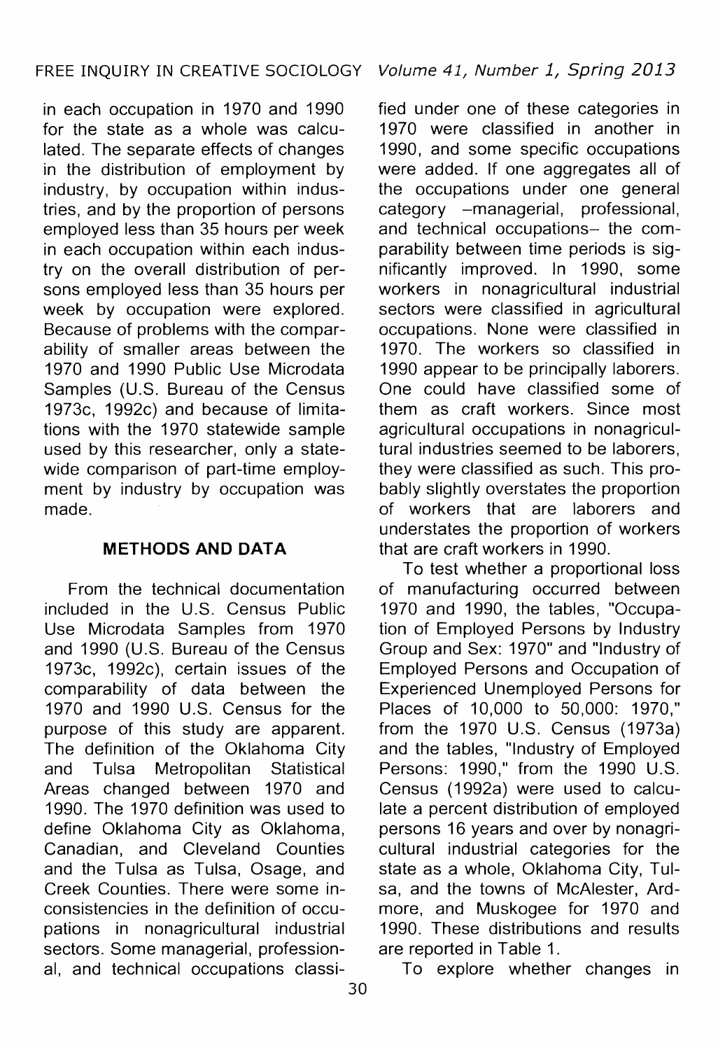in each occupation in 1970 and 1990 for the state as a whole was calculated. The separate effects of changes in the distribution of employment by industry, by occupation within industries, and by the proportion of persons employed less than 35 hours per week in each occupation within each industry on the overall distribution of persons employed less than 35 hours per week by occupation were explored. Because of problems with the comparability of smaller areas between the 1970 and 1990 Public Use Microdata Samples (U.S. Bureau of the Census 1973c, 1992c) and because of limitations with the 1970 statewide sample used by this researcher, only a statewide comparison of part-time employment by industry by occupation was made.

## METHODS AND DATA

From the technical documentation included in the U.S. Census Public Use Microdata Samples from 1970 and 1990 (U.S. Bureau of the Census 1973c, 1992c), certain issues of the comparability of data between the 1970 and 1990 U.S. Census for the purpose of this study are apparent. The definition of the Oklahoma City and Tulsa Metropolitan Statistical Areas changed between 1970 and 1990. The 1970 definition was used to define Oklahoma City as Oklahoma, Canadian, and Cleveland Counties and the Tulsa as Tulsa, Osage, and Creek Counties. There were some inconsistencies in the definition of occupations in nonagricultural industrial sectors. Some managerial, professional, and technical occupations classified under one of these categories in 1970 were classified in another in 1990, and some specific occupations were added. If one aggregates all of the occupations under one general category –managerial, professional, and technical occupations– the comparability between time periods is significantly improved. In 1990, some workers in nonagricultural industrial sectors were classified in agricultural occupations. None were classified in 1970. The workers so classified in 1990 appear to be principally laborers. One could have classified some of them as craft workers. Since most agricultural occupations in nonagricultural industries seemed to be laborers, they were classified as such. This probably slightly overstates the proportion of workers that are laborers and understates the proportion of workers that are craft workers in 1990.

To test whether a proportional loss of manufacturing occurred between 1970 and 1990, the tables, "Occupation of Employed Persons by Industry Group and Sex: 1970" and "Industry of Employed Persons and Occupation of Experienced Unemployed Persons for Places of 10,000 to 50,000: 1970," from the 1970 U.S. Census (1973a) and the tables, "Industry of Employed Persons: 1990," from the 1990 U.S. Census (1992a) were used to calculate a percent distribution of employed persons 16 years and over by nonagricultural industrial categories for the state as a whole, Oklahoma City, Tulsa, and the towns of McAlester, Ardmore, and Muskogee for 1970 and 1990. These distributions and results are reported in Table 1.

To explore whether changes in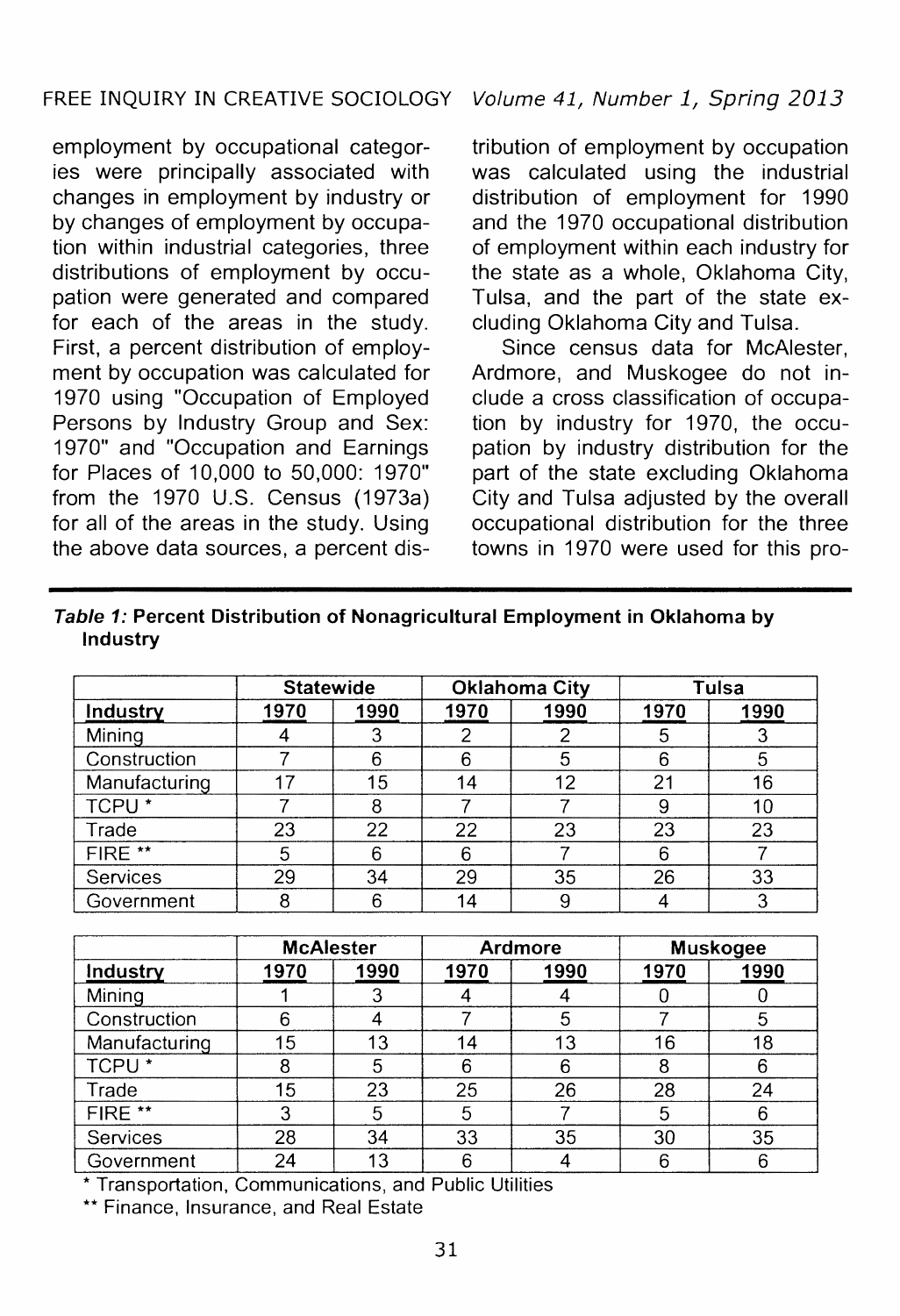employment by occupational categories were principally associated with changes in employment by industry or by changes of employment by occupation within industrial categories, three distributions of employment by occupation were generated and compared for each of the areas in the study. First, a percent distribution of employment by occupation was calculated for 1970 using "Occupation of Employed Persons by Industry Group and Sex: 1970" and "Occupation and Earnings for Places of 10,000 to 50,000: 1970" from the 1970 U.S. Census (1973a) for all of the areas in the study. Using the above data sources, a percent distribution of employment by occupation was calculated using the industrial distribution of employment for 1990 and the 1970 occupational distribution of employment within each industry for the state as a whole, Oklahoma City, Tulsa, and the part of the state excluding Oklahoma City and Tulsa.

Since census data for McAlester, Ardmore, and Muskogee do not include a cross classification of occupation by industry for 1970, the occupation by industry distribution for the part of the state excluding Oklahoma City and Tulsa adjusted by the overall occupational distribution for the three towns in 1970 were used for this pro-

***Table 1:* Percent Distribution of Nonagricultural Employment in Oklahoma by Industry**

| | Statewide | | Oklahoma City | | Tulsa | |
|---|---|---|---|---|---|---|
| Industry | 1970 | 1990 | 1970 | 1990 | 1970 | 1990 |
| Mining | 4 | 3 | 2 | 2 | 5 | 3 |
| Construction | 7 | 6 | 6 | 5 | 6 | 5 |
| Manufacturing | 17 | 15 | 14 | 12 | 21 | 16 |
| TCPU * | 7 | 8 | 7 | 7 | 9 | 10 |
| Trade | 23 | 22 | 22 | 23 | 23 | 23 |
| FIRE ** | 5 | 6 | 6 | 7 | 6 | 7 |
| Services | 29 | 34 | 29 | 35 | 26 | 33 |
| Government | 8 | 6 | 14 | 9 | 4 | 3 |

| | McAlester | | Ardmore | | Muskogee | |
|---|---|---|---|---|---|---|
| Industry | 1970 | 1990 | 1970 | 1990 | 1970 | 1990 |
| Mining | 1 | 3 | 4 | 4 | 0 | 0 |
| Construction | 6 | 4 | 7 | 5 | 7 | 5 |
| Manufacturing | 15 | 13 | 14 | 13 | 16 | 18 |
| TCPU * | 8 | 5 | 6 | 6 | 8 | 6 |
| Trade | 15 | 23 | 25 | 26 | 28 | 24 |
| FIRE ** | 3 | 5 | 5 | 7 | 5 | 6 |
| Services | 28 | 34 | 33 | 35 | 30 | 35 |
| Government | 24 | 13 | 6 | 4 | 6 | 6 |

* Transportation, Communications, and Public Utilities

** Finance, Insurance, and Real Estate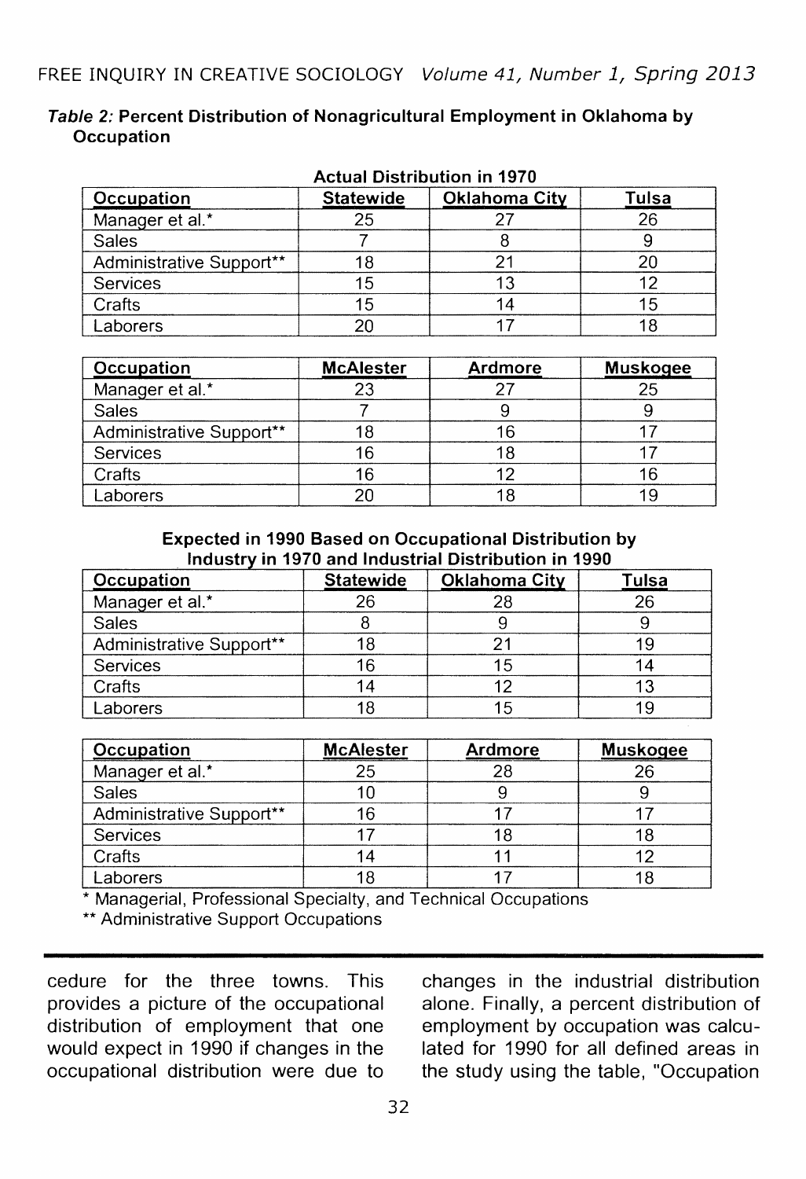***Table 2:*** **Percent Distribution of Nonagricultural Employment in Oklahoma by Occupation**

**Actual Distribution in 1970**

| Occupation | Statewide | Oklahoma City | Tulsa |
|---|---|---|---|
| Manager et al.* | 25 | 27 | 26 |
| Sales | 7 | 8 | 9 |
| Administrative Support** | 18 | 21 | 20 |
| Services | 15 | 13 | 12 |
| Crafts | 15 | 14 | 15 |
| Laborers | 20 | 17 | 18 |

| Occupation | McAlester | Ardmore | Muskogee |
|---|---|---|---|
| Manager et al.* | 23 | 27 | 25 |
| Sales | 7 | 9 | 9 |
| Administrative Support** | 18 | 16 | 17 |
| Services | 16 | 18 | 17 |
| Crafts | 16 | 12 | 16 |
| Laborers | 20 | 18 | 19 |

**Expected in 1990 Based on Occupational Distribution by Industry in 1970 and Industrial Distribution in 1990**

| Occupation | Statewide | Oklahoma City | Tulsa |
|---|---|---|---|
| Manager et al.* | 26 | 28 | 26 |
| Sales | 8 | 9 | 9 |
| Administrative Support** | 18 | 21 | 19 |
| Services | 16 | 15 | 14 |
| Crafts | 14 | 12 | 13 |
| Laborers | 18 | 15 | 19 |

| Occupation | McAlester | Ardmore | Muskogee |
|---|---|---|---|
| Manager et al.* | 25 | 28 | 26 |
| Sales | 10 | 9 | 9 |
| Administrative Support** | 16 | 17 | 17 |
| Services | 17 | 18 | 18 |
| Crafts | 14 | 11 | 12 |
| Laborers | 18 | 17 | 18 |

\* Managerial, Professional Specialty, and Technical Occupations

\** Administrative Support Occupations

cedure for the three towns. This provides a picture of the occupational distribution of employment that one would expect in 1990 if changes in the occupational distribution were due to changes in the industrial distribution alone. Finally, a percent distribution of employment by occupation was calculated for 1990 for all defined areas in the study using the table, "Occupation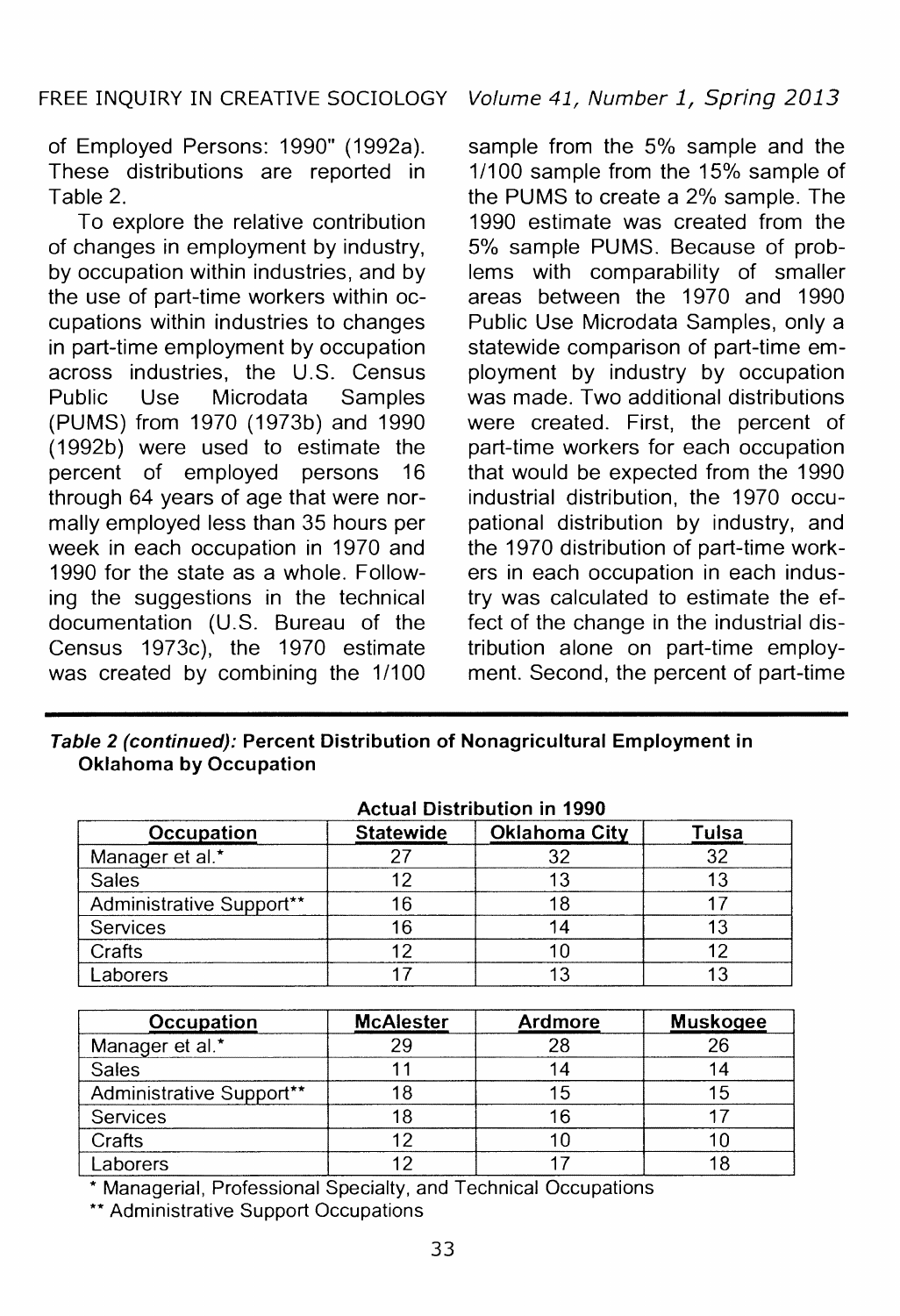of Employed Persons: 1990" (1992a). These distributions are reported in Table 2.

To explore the relative contribution of changes in employment by industry, by occupation within industries, and by the use of part-time workers within occupations within industries to changes in part-time employment by occupation across industries, the U.S. Census Public Use Microdata Samples (PUMS) from 1970 (1973b) and 1990 (1992b) were used to estimate the percent of employed persons 16 through 64 years of age that were normally employed less than 35 hours per week in each occupation in 1970 and 1990 for the state as a whole. Following the suggestions in the technical documentation (U.S. Bureau of the Census 1973c), the 1970 estimate was created by combining the 1/100 sample from the 5% sample and the 1/100 sample from the 15% sample of the PUMS to create a 2% sample. The 1990 estimate was created from the 5% sample PUMS. Because of problems with comparability of smaller areas between the 1970 and 1990 Public Use Microdata Samples, only a statewide comparison of part-time employment by industry by occupation was made. Two additional distributions were created. First, the percent of part-time workers for each occupation that would be expected from the 1990 industrial distribution, the 1970 occupational distribution by industry, and the 1970 distribution of part-time workers in each occupation in each industry was calculated to estimate the effect of the change in the industrial distribution alone on part-time employment. Second, the percent of part-time

***Table 2 (continued):* Percent Distribution of Nonagricultural Employment in Oklahoma by Occupation**

**Actual Distribution in 1990**

| Occupation | Statewide | Oklahoma City | Tulsa |
|---|---|---|---|
| Manager et al.* | 27 | 32 | 32 |
| Sales | 12 | 13 | 13 |
| Administrative Support** | 16 | 18 | 17 |
| Services | 16 | 14 | 13 |
| Crafts | 12 | 10 | 12 |
| Laborers | 17 | 13 | 13 |

| Occupation | McAlester | Ardmore | Muskogee |
|---|---|---|---|
| Manager et al.* | 29 | 28 | 26 |
| Sales | 11 | 14 | 14 |
| Administrative Support** | 18 | 15 | 15 |
| Services | 18 | 16 | 17 |
| Crafts | 12 | 10 | 10 |
| Laborers | 12 | 17 | 18 |

\* Managerial, Professional Specialty, and Technical Occupations

** Administrative Support Occupations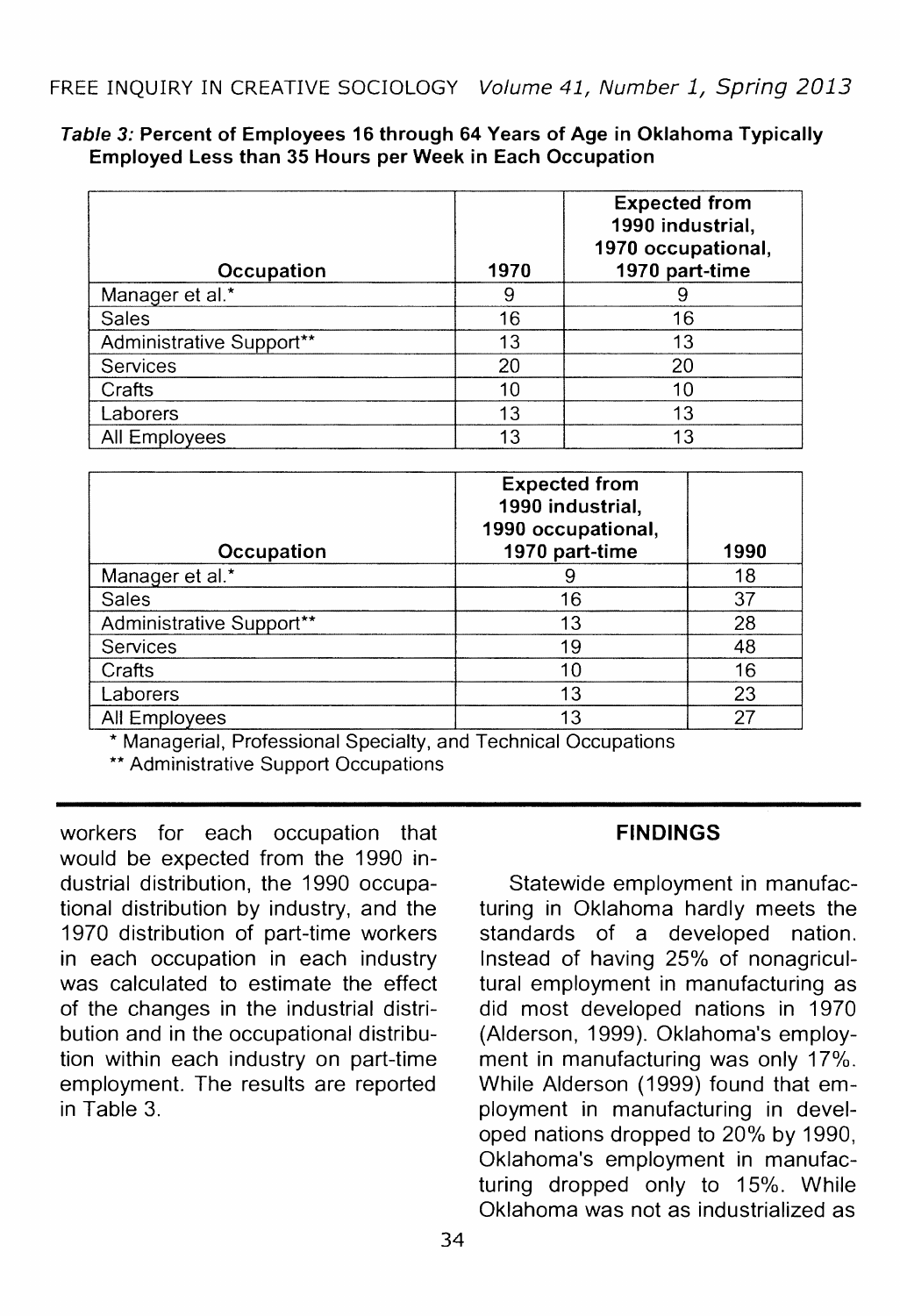***Table 3:* Percent of Employees 16 through 64 Years of Age in Oklahoma Typically Employed Less than 35 Hours per Week in Each Occupation**

| Occupation | 1970 | Expected from 1990 industrial, 1970 occupational, 1970 part-time |
|---|---|---|
| Manager et al.* | 9 | 9 |
| Sales | 16 | 16 |
| Administrative Support** | 13 | 13 |
| Services | 20 | 20 |
| Crafts | 10 | 10 |
| Laborers | 13 | 13 |
| All Employees | 13 | 13 |

| Occupation | Expected from 1990 industrial, 1990 occupational, 1970 part-time | 1990 |
|---|---|---|
| Manager et al.* | 9 | 18 |
| Sales | 16 | 37 |
| Administrative Support** | 13 | 28 |
| Services | 19 | 48 |
| Crafts | 10 | 16 |
| Laborers | 13 | 23 |
| All Employees | 13 | 27 |

\* Managerial, Professional Specialty, and Technical Occupations

** Administrative Support Occupations

workers for each occupation that would be expected from the 1990 industrial distribution, the 1990 occupational distribution by industry, and the 1970 distribution of part-time workers in each occupation in each industry was calculated to estimate the effect of the changes in the industrial distribution and in the occupational distribution within each industry on part-time employment. The results are reported in Table 3.

## FINDINGS

Statewide employment in manufacturing in Oklahoma hardly meets the standards of a developed nation. Instead of having 25% of nonagricultural employment in manufacturing as did most developed nations in 1970 (Alderson, 1999). Oklahoma's employment in manufacturing was only 17%. While Alderson (1999) found that employment in manufacturing in developed nations dropped to 20% by 1990, Oklahoma's employment in manufacturing dropped only to 15%. While Oklahoma was not as industrialized as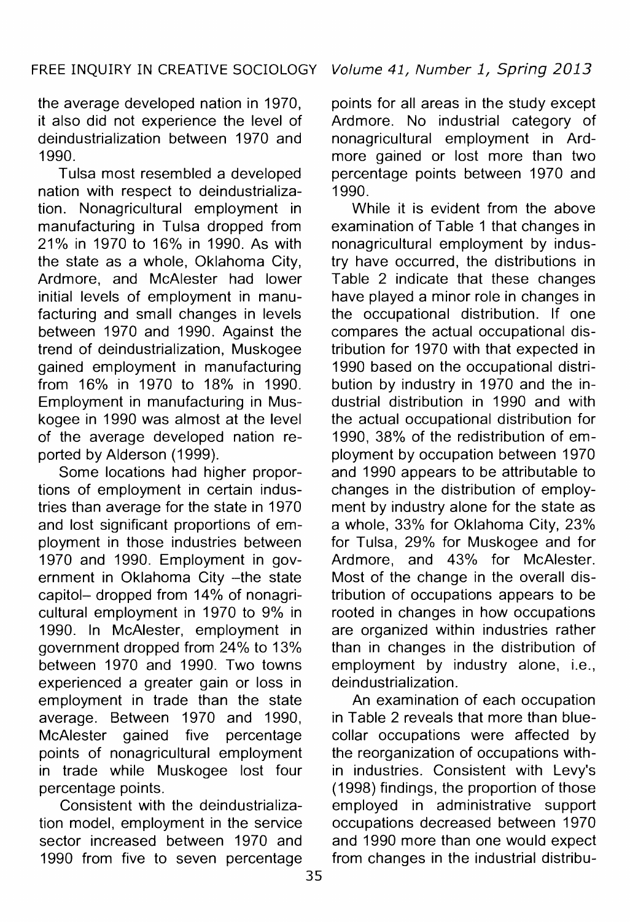the average developed nation in 1970, it also did not experience the level of deindustrialization between 1970 and 1990.

Tulsa most resembled a developed nation with respect to deindustrialization. Nonagricultural employment in manufacturing in Tulsa dropped from 21% in 1970 to 16% in 1990. As with the state as a whole, Oklahoma City, Ardmore, and McAlester had lower initial levels of employment in manufacturing and small changes in levels between 1970 and 1990. Against the trend of deindustrialization, Muskogee gained employment in manufacturing from 16% in 1970 to 18% in 1990. Employment in manufacturing in Muskogee in 1990 was almost at the level of the average developed nation reported by Alderson (1999).

Some locations had higher proportions of employment in certain industries than average for the state in 1970 and lost significant proportions of employment in those industries between 1970 and 1990. Employment in government in Oklahoma City –the state capitol– dropped from 14% of nonagricultural employment in 1970 to 9% in 1990. In McAlester, employment in government dropped from 24% to 13% between 1970 and 1990. Two towns experienced a greater gain or loss in employment in trade than the state average. Between 1970 and 1990, McAlester gained five percentage points of nonagricultural employment in trade while Muskogee lost four percentage points.

Consistent with the deindustrialization model, employment in the service sector increased between 1970 and 1990 from five to seven percentage points for all areas in the study except Ardmore. No industrial category of nonagricultural employment in Ardmore gained or lost more than two percentage points between 1970 and 1990.

While it is evident from the above examination of Table 1 that changes in nonagricultural employment by industry have occurred, the distributions in Table 2 indicate that these changes have played a minor role in changes in the occupational distribution. If one compares the actual occupational distribution for 1970 with that expected in 1990 based on the occupational distribution by industry in 1970 and the industrial distribution in 1990 and with the actual occupational distribution for 1990, 38% of the redistribution of employment by occupation between 1970 and 1990 appears to be attributable to changes in the distribution of employment by industry alone for the state as a whole, 33% for Oklahoma City, 23% for Tulsa, 29% for Muskogee and for Ardmore, and 43% for McAlester. Most of the change in the overall distribution of occupations appears to be rooted in changes in how occupations are organized within industries rather than in changes in the distribution of employment by industry alone, i.e., deindustrialization.

An examination of each occupation in Table 2 reveals that more than blue-collar occupations were affected by the reorganization of occupations within industries. Consistent with Levy's (1998) findings, the proportion of those employed in administrative support occupations decreased between 1970 and 1990 more than one would expect from changes in the industrial distribu-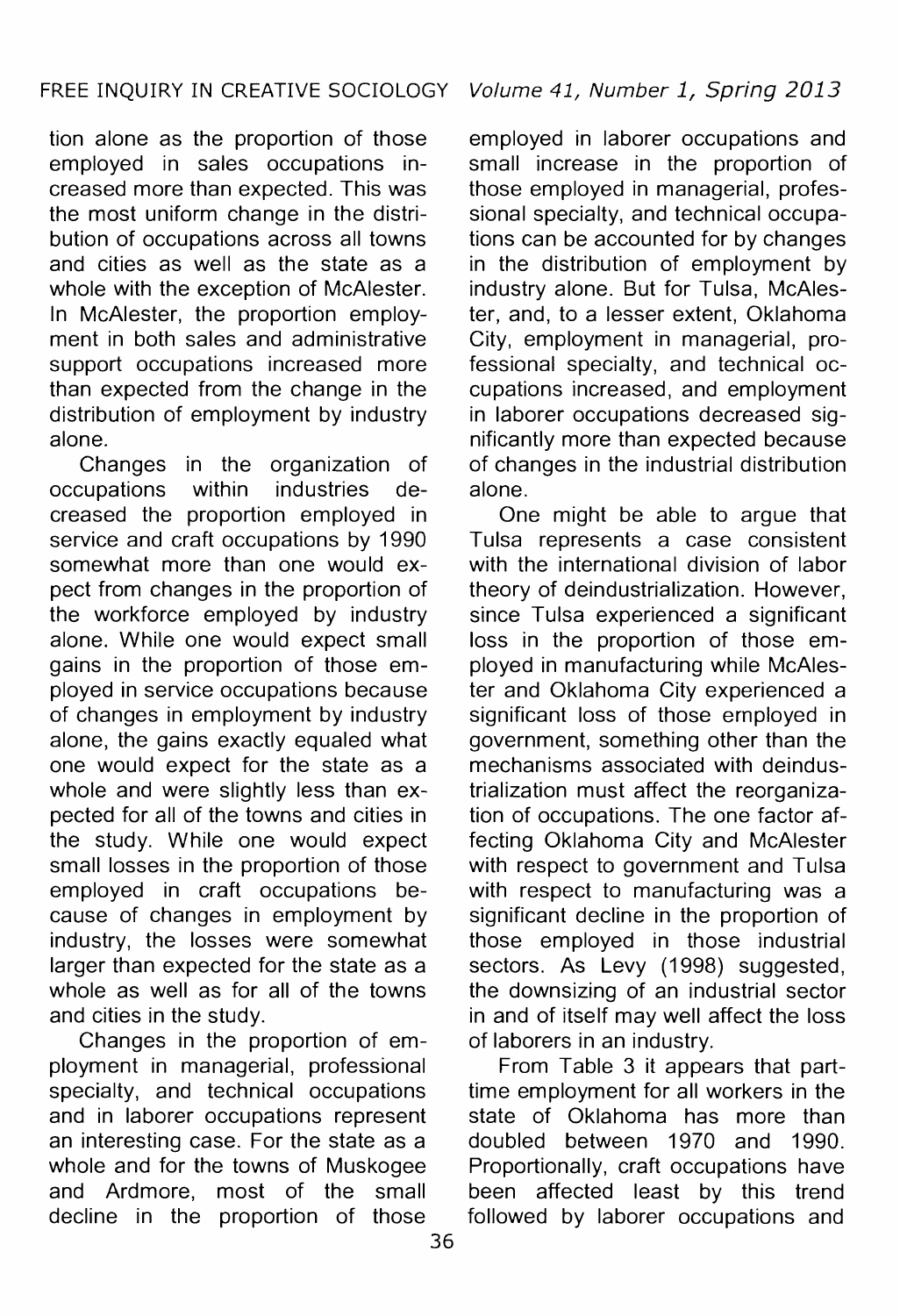tion alone as the proportion of those employed in sales occupations increased more than expected. This was the most uniform change in the distribution of occupations across all towns and cities as well as the state as a whole with the exception of McAlester. In McAlester, the proportion employment in both sales and administrative support occupations increased more than expected from the change in the distribution of employment by industry alone.

Changes in the organization of occupations within industries decreased the proportion employed in service and craft occupations by 1990 somewhat more than one would expect from changes in the proportion of the workforce employed by industry alone. While one would expect small gains in the proportion of those employed in service occupations because of changes in employment by industry alone, the gains exactly equaled what one would expect for the state as a whole and were slightly less than expected for all of the towns and cities in the study. While one would expect small losses in the proportion of those employed in craft occupations because of changes in employment by industry, the losses were somewhat larger than expected for the state as a whole as well as for all of the towns and cities in the study.

Changes in the proportion of employment in managerial, professional specialty, and technical occupations and in laborer occupations represent an interesting case. For the state as a whole and for the towns of Muskogee and Ardmore, most of the small decline in the proportion of those employed in laborer occupations and small increase in the proportion of those employed in managerial, professional specialty, and technical occupations can be accounted for by changes in the distribution of employment by industry alone. But for Tulsa, McAlester, and, to a lesser extent, Oklahoma City, employment in managerial, professional specialty, and technical occupations increased, and employment in laborer occupations decreased significantly more than expected because of changes in the industrial distribution alone.

One might be able to argue that Tulsa represents a case consistent with the international division of labor theory of deindustrialization. However, since Tulsa experienced a significant loss in the proportion of those employed in manufacturing while McAlester and Oklahoma City experienced a significant loss of those employed in government, something other than the mechanisms associated with deindustrialization must affect the reorganization of occupations. The one factor affecting Oklahoma City and McAlester with respect to government and Tulsa with respect to manufacturing was a significant decline in the proportion of those employed in those industrial sectors. As Levy (1998) suggested, the downsizing of an industrial sector in and of itself may well affect the loss of laborers in an industry.

From Table 3 it appears that part-time employment for all workers in the state of Oklahoma has more than doubled between 1970 and 1990. Proportionally, craft occupations have been affected least by this trend followed by laborer occupations and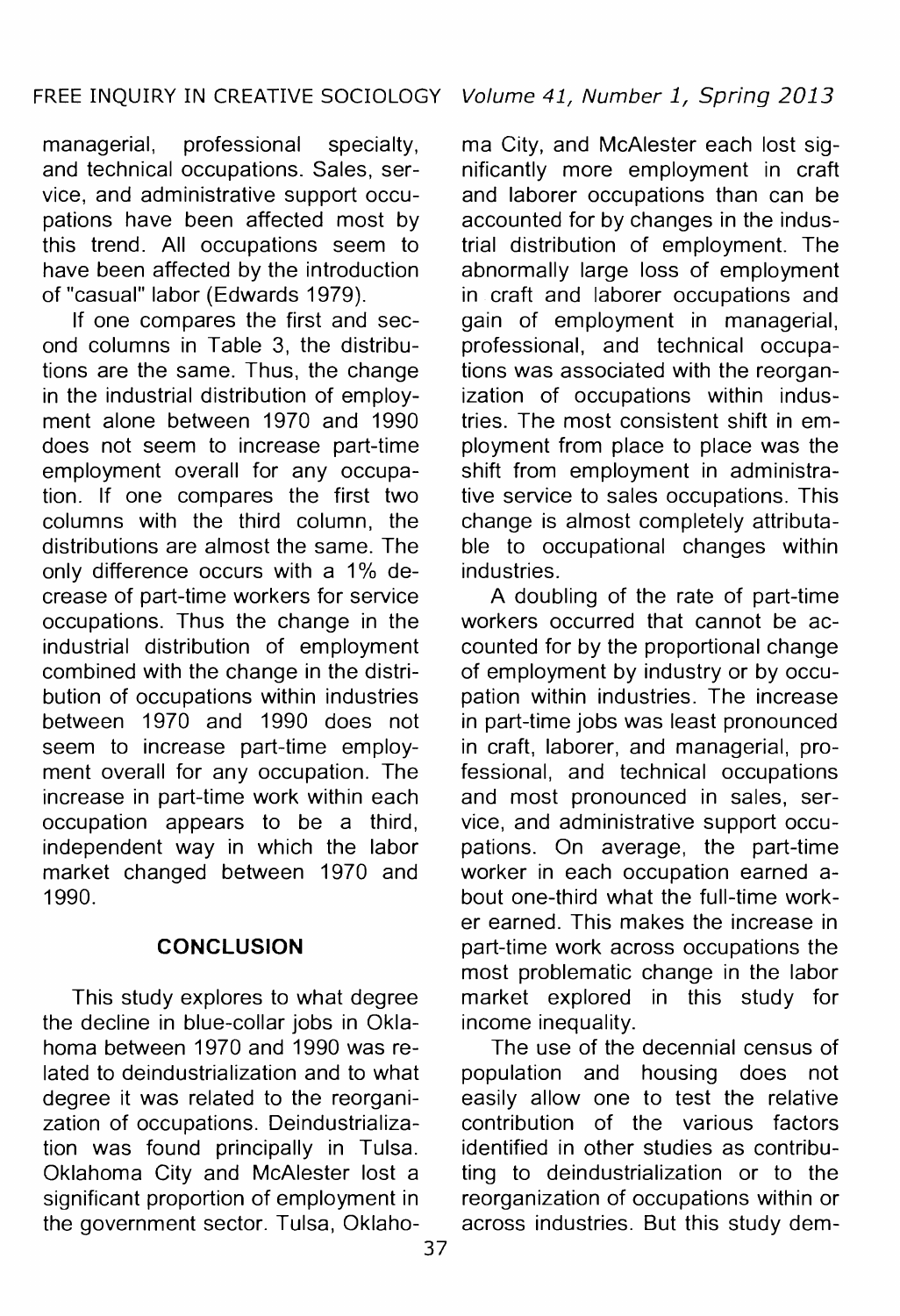managerial, professional specialty, and technical occupations. Sales, service, and administrative support occupations have been affected most by this trend. All occupations seem to have been affected by the introduction of "casual" labor (Edwards 1979).

If one compares the first and second columns in Table 3, the distributions are the same. Thus, the change in the industrial distribution of employment alone between 1970 and 1990 does not seem to increase part-time employment overall for any occupation. If one compares the first two columns with the third column, the distributions are almost the same. The only difference occurs with a 1% decrease of part-time workers for service occupations. Thus the change in the industrial distribution of employment combined with the change in the distribution of occupations within industries between 1970 and 1990 does not seem to increase part-time employment overall for any occupation. The increase in part-time work within each occupation appears to be a third, independent way in which the labor market changed between 1970 and 1990.

## CONCLUSION

This study explores to what degree the decline in blue-collar jobs in Oklahoma between 1970 and 1990 was related to deindustrialization and to what degree it was related to the reorganization of occupations. Deindustrialization was found principally in Tulsa. Oklahoma City and McAlester lost a significant proportion of employment in the government sector. Tulsa, Oklahoma City, and McAlester each lost significantly more employment in craft and laborer occupations than can be accounted for by changes in the industrial distribution of employment. The abnormally large loss of employment in craft and laborer occupations and gain of employment in managerial, professional, and technical occupations was associated with the reorganization of occupations within industries. The most consistent shift in employment from place to place was the shift from employment in administrative service to sales occupations. This change is almost completely attributable to occupational changes within industries.

A doubling of the rate of part-time workers occurred that cannot be accounted for by the proportional change of employment by industry or by occupation within industries. The increase in part-time jobs was least pronounced in craft, laborer, and managerial, professional, and technical occupations and most pronounced in sales, service, and administrative support occupations. On average, the part-time worker in each occupation earned about one-third what the full-time worker earned. This makes the increase in part-time work across occupations the most problematic change in the labor market explored in this study for income inequality.

The use of the decennial census of population and housing does not easily allow one to test the relative contribution of the various factors identified in other studies as contributing to deindustrialization or to the reorganization of occupations within or across industries. But this study dem-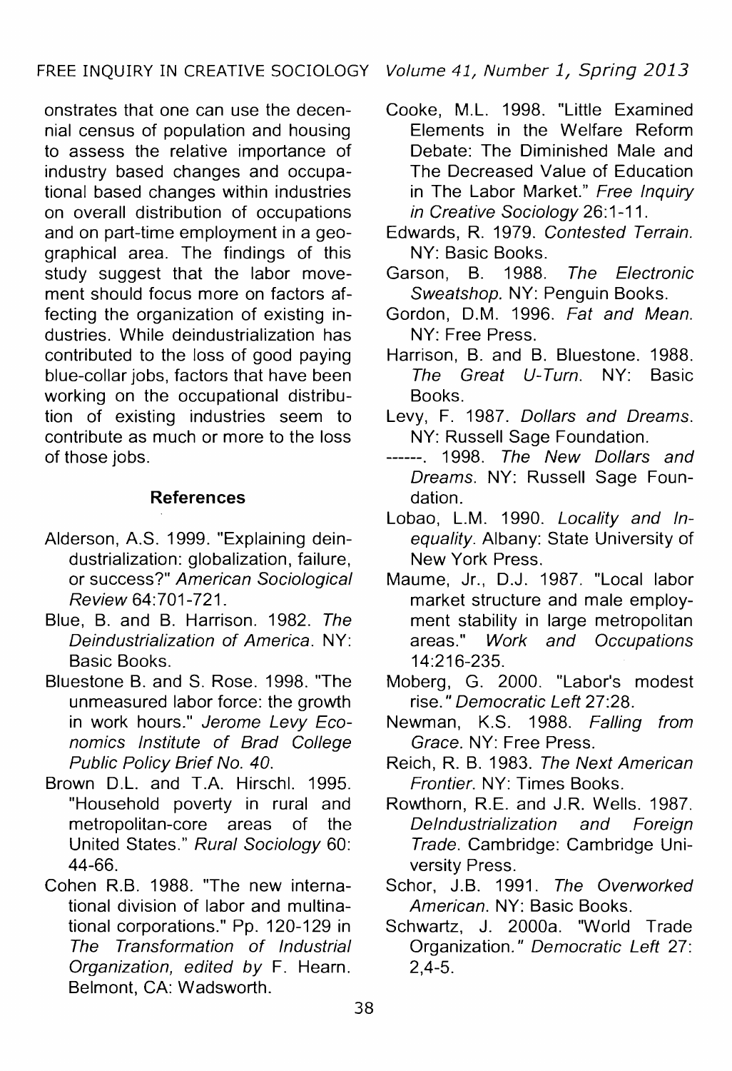onstrates that one can use the decennial census of population and housing to assess the relative importance of industry based changes and occupational based changes within industries on overall distribution of occupations and on part-time employment in a geographical area. The findings of this study suggest that the labor movement should focus more on factors affecting the organization of existing industries. While deindustrialization has contributed to the loss of good paying blue-collar jobs, factors that have been working on the occupational distribution of existing industries seem to contribute as much or more to the loss of those jobs.

## References

Alderson, A.S. 1999. "Explaining deindustrialization: globalization, failure, or success?" *American Sociological Review* 64:701-721.

Blue, B. and B. Harrison. 1982. *The Deindustrialization of America*. NY: Basic Books.

Bluestone B. and S. Rose. 1998. "The unmeasured labor force: the growth in work hours." *Jerome Levy Economics Institute of Brad College Public Policy Brief No. 40.*

Brown D.L. and T.A. Hirschl. 1995. "Household poverty in rural and metropolitan-core areas of the United States." *Rural Sociology* 60: 44-66.

Cohen R.B. 1988. "The new international division of labor and multinational corporations." Pp. 120-129 in *The Transformation of Industrial Organization, edited by* F. Hearn. Belmont, CA: Wadsworth.

Cooke, M.L. 1998. "Little Examined Elements in the Welfare Reform Debate: The Diminished Male and The Decreased Value of Education in The Labor Market." *Free Inquiry in Creative Sociology* 26:1-11.

Edwards, R. 1979. *Contested Terrain.* NY: Basic Books.

Garson, B. 1988. *The Electronic Sweatshop.* NY: Penguin Books.

Gordon, D.M. 1996. *Fat and Mean.* NY: Free Press.

Harrison, B. and B. Bluestone. 1988. *The Great U-Turn.* NY: Basic Books.

Levy, F. 1987. *Dollars and Dreams.* NY: Russell Sage Foundation.

------. 1998. *The New Dollars and Dreams.* NY: Russell Sage Foundation.

Lobao, L.M. 1990. *Locality and Inequality.* Albany: State University of New York Press.

Maume, Jr., D.J. 1987. "Local labor market structure and male employment stability in large metropolitan areas." *Work and Occupations* 14:216-235.

Moberg, G. 2000. "Labor's modest rise." *Democratic Left* 27:28.

Newman, K.S. 1988. *Falling from Grace.* NY: Free Press.

Reich, R. B. 1983. *The Next American Frontier.* NY: Times Books.

Rowthorn, R.E. and J.R. Wells. 1987. *DeIndustrialization and Foreign Trade.* Cambridge: Cambridge University Press.

Schor, J.B. 1991. *The Overworked American.* NY: Basic Books.

Schwartz, J. 2000a. "World Trade Organization." *Democratic Left* 27: 2,4-5.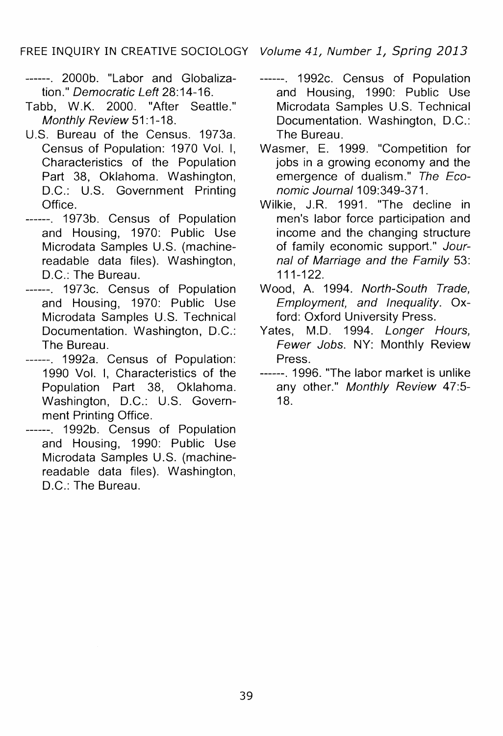------. 2000b. "Labor and Globalization." *Democratic Left* 28:14-16.

Tabb, W.K. 2000. "After Seattle." *Monthly Review* 51:1-18.

U.S. Bureau of the Census. 1973a. Census of Population: 1970 Vol. I, Characteristics of the Population Part 38, Oklahoma. Washington, D.C.: U.S. Government Printing Office.

------. 1973b. Census of Population and Housing, 1970: Public Use Microdata Samples U.S. (machine-readable data files). Washington, D.C.: The Bureau.

------. 1973c. Census of Population and Housing, 1970: Public Use Microdata Samples U.S. Technical Documentation. Washington, D.C.: The Bureau.

------. 1992a. Census of Population: 1990 Vol. I, Characteristics of the Population Part 38, Oklahoma. Washington, D.C.: U.S. Government Printing Office.

------. 1992b. Census of Population and Housing, 1990: Public Use Microdata Samples U.S. (machine-readable data files). Washington, D.C.: The Bureau.

------. 1992c. Census of Population and Housing, 1990: Public Use Microdata Samples U.S. Technical Documentation. Washington, D.C.: The Bureau.

Wasmer, E. 1999. "Competition for jobs in a growing economy and the emergence of dualism." *The Economic Journal* 109:349-371.

Wilkie, J.R. 1991. "The decline in men's labor force participation and income and the changing structure of family economic support." *Journal of Marriage and the Family* 53: 111-122.

Wood, A. 1994. *North-South Trade, Employment, and Inequality*. Oxford: Oxford University Press.

Yates, M.D. 1994. *Longer Hours, Fewer Jobs*. NY: Monthly Review Press.

------. 1996. "The labor market is unlike any other." *Monthly Review* 47:5-18.